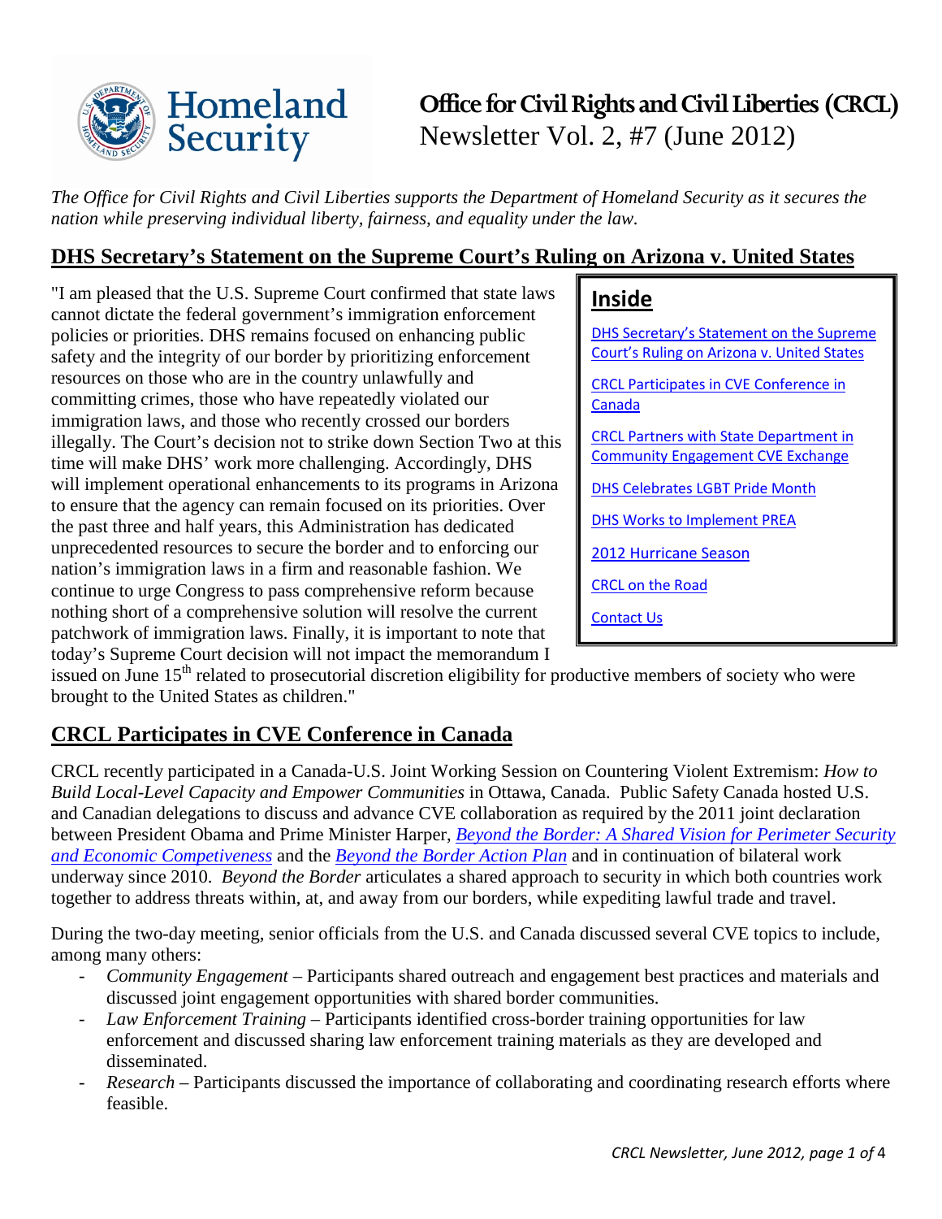# Office for Civil Rights and Civil Liberties (CRCL)

Newsletter Vol. 2, #7 (June 2012)

*The Office for Civil Rights and Civil Liberties supports the Department of Homeland Security as it secures the nation while preserving individual liberty, fairness, and equality under the law.*

## DHS Secretary's Statement on the Supreme Court's Ruling on Arizona v. United States

**Inside**

- DHS Secretary's Statement on the Supreme Court's Ruling on Arizona v. United States
- CRCL Participates in CVE Conference in Canada
- CRCL Partners with State Department in Community Engagement CVE Exchange
- DHS Celebrates LGBT Pride Month
- DHS Works to Implement PREA
- 2012 Hurricane Season
- CRCL on the Road
- Contact Us

"I am pleased that the U.S. Supreme Court confirmed that state laws cannot dictate the federal government's immigration enforcement policies or priorities. DHS remains focused on enhancing public safety and the integrity of our border by prioritizing enforcement resources on those who are in the country unlawfully and committing crimes, those who have repeatedly violated our immigration laws, and those who recently crossed our borders illegally. The Court's decision not to strike down Section Two at this time will make DHS' work more challenging. Accordingly, DHS will implement operational enhancements to its programs in Arizona to ensure that the agency can remain focused on its priorities. Over the past three and half years, this Administration has dedicated unprecedented resources to secure the border and to enforcing our nation's immigration laws in a firm and reasonable fashion. We continue to urge Congress to pass comprehensive reform because nothing short of a comprehensive solution will resolve the current patchwork of immigration laws. Finally, it is important to note that today's Supreme Court decision will not impact the memorandum I issued on June 15th related to prosecutorial discretion eligibility for productive members of society who were brought to the United States as children."

## CRCL Participates in CVE Conference in Canada

CRCL recently participated in a Canada-U.S. Joint Working Session on Countering Violent Extremism: *How to Build Local-Level Capacity and Empower Communities* in Ottawa, Canada. Public Safety Canada hosted U.S. and Canadian delegations to discuss and advance CVE collaboration as required by the 2011 joint declaration between President Obama and Prime Minister Harper, *Beyond the Border: A Shared Vision for Perimeter Security and Economic Competiveness* and the *Beyond the Border Action Plan* and in continuation of bilateral work underway since 2010. *Beyond the Border* articulates a shared approach to security in which both countries work together to address threats within, at, and away from our borders, while expediting lawful trade and travel.

During the two-day meeting, senior officials from the U.S. and Canada discussed several CVE topics to include, among many others:

- *Community Engagement* – Participants shared outreach and engagement best practices and materials and discussed joint engagement opportunities with shared border communities.
- *Law Enforcement Training* – Participants identified cross-border training opportunities for law enforcement and discussed sharing law enforcement training materials as they are developed and disseminated.
- *Research* – Participants discussed the importance of collaborating and coordinating research efforts where feasible.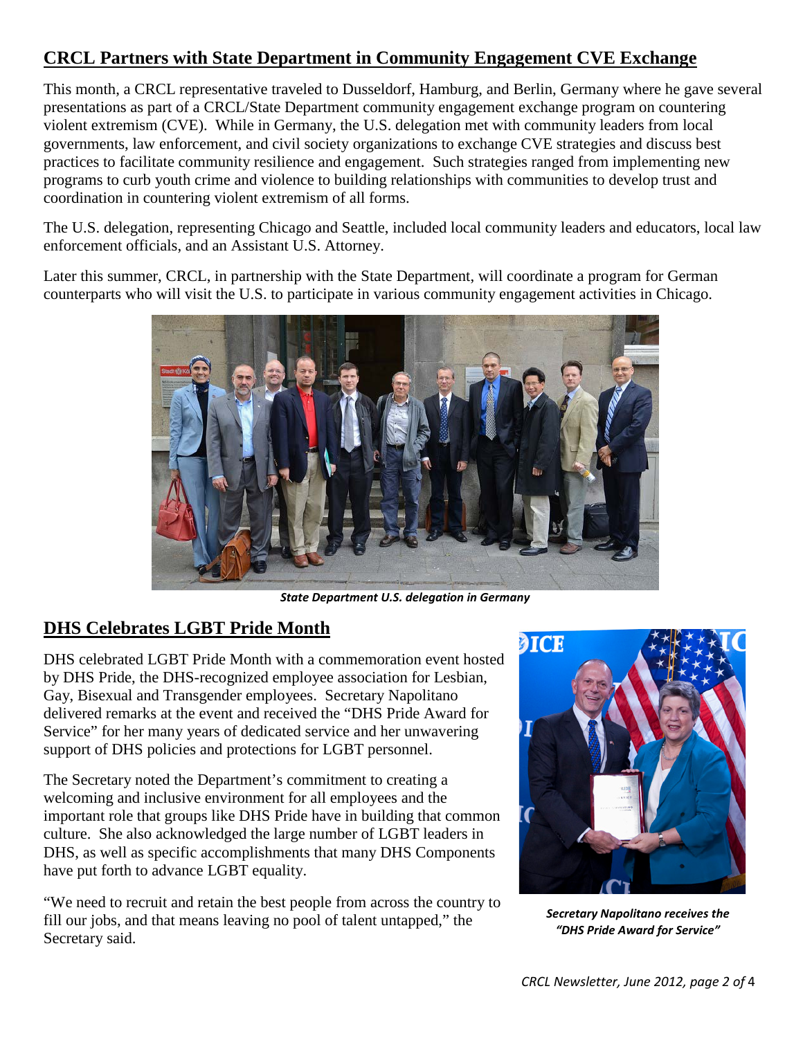## CRCL Partners with State Department in Community Engagement CVE Exchange

This month, a CRCL representative traveled to Dusseldorf, Hamburg, and Berlin, Germany where he gave several presentations as part of a CRCL/State Department community engagement exchange program on countering violent extremism (CVE). While in Germany, the U.S. delegation met with community leaders from local governments, law enforcement, and civil society organizations to exchange CVE strategies and discuss best practices to facilitate community resilience and engagement. Such strategies ranged from implementing new programs to curb youth crime and violence to building relationships with communities to develop trust and coordination in countering violent extremism of all forms.

The U.S. delegation, representing Chicago and Seattle, included local community leaders and educators, local law enforcement officials, and an Assistant U.S. Attorney.

Later this summer, CRCL, in partnership with the State Department, will coordinate a program for German counterparts who will visit the U.S. to participate in various community engagement activities in Chicago.

***State Department U.S. delegation in Germany***

## DHS Celebrates LGBT Pride Month

DHS celebrated LGBT Pride Month with a commemoration event hosted by DHS Pride, the DHS-recognized employee association for Lesbian, Gay, Bisexual and Transgender employees. Secretary Napolitano delivered remarks at the event and received the "DHS Pride Award for Service" for her many years of dedicated service and her unwavering support of DHS policies and protections for LGBT personnel.

The Secretary noted the Department's commitment to creating a welcoming and inclusive environment for all employees and the important role that groups like DHS Pride have in building that common culture. She also acknowledged the large number of LGBT leaders in DHS, as well as specific accomplishments that many DHS Components have put forth to advance LGBT equality.

"We need to recruit and retain the best people from across the country to fill our jobs, and that means leaving no pool of talent untapped," the Secretary said.

***Secretary Napolitano receives the "DHS Pride Award for Service"***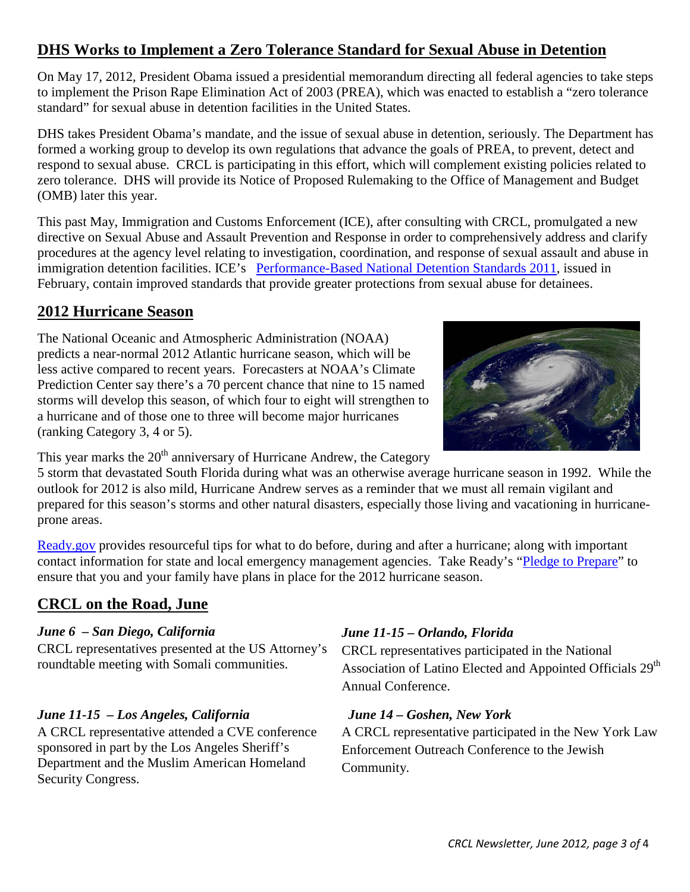## DHS Works to Implement a Zero Tolerance Standard for Sexual Abuse in Detention

On May 17, 2012, President Obama issued a presidential memorandum directing all federal agencies to take steps to implement the Prison Rape Elimination Act of 2003 (PREA), which was enacted to establish a "zero tolerance standard" for sexual abuse in detention facilities in the United States.

DHS takes President Obama's mandate, and the issue of sexual abuse in detention, seriously. The Department has formed a working group to develop its own regulations that advance the goals of PREA, to prevent, detect and respond to sexual abuse. CRCL is participating in this effort, which will complement existing policies related to zero tolerance. DHS will provide its Notice of Proposed Rulemaking to the Office of Management and Budget (OMB) later this year.

This past May, Immigration and Customs Enforcement (ICE), after consulting with CRCL, promulgated a new directive on Sexual Abuse and Assault Prevention and Response in order to comprehensively address and clarify procedures at the agency level relating to investigation, coordination, and response of sexual assault and abuse in immigration detention facilities. ICE's Performance-Based National Detention Standards 2011, issued in February, contain improved standards that provide greater protections from sexual abuse for detainees.

## 2012 Hurricane Season

The National Oceanic and Atmospheric Administration (NOAA) predicts a near-normal 2012 Atlantic hurricane season, which will be less active compared to recent years. Forecasters at NOAA's Climate Prediction Center say there's a 70 percent chance that nine to 15 named storms will develop this season, of which four to eight will strengthen to a hurricane and of those one to three will become major hurricanes (ranking Category 3, 4 or 5).

This year marks the 20th anniversary of Hurricane Andrew, the Category 5 storm that devastated South Florida during what was an otherwise average hurricane season in 1992. While the outlook for 2012 is also mild, Hurricane Andrew serves as a reminder that we must all remain vigilant and prepared for this season's storms and other natural disasters, especially those living and vacationing in hurricane-prone areas.

Ready.gov provides resourceful tips for what to do before, during and after a hurricane; along with important contact information for state and local emergency management agencies. Take Ready's "Pledge to Prepare" to ensure that you and your family have plans in place for the 2012 hurricane season.

## CRCL on the Road, June

***June 6 – San Diego, California***
CRCL representatives presented at the US Attorney's roundtable meeting with Somali communities.

***June 11-15 – Los Angeles, California***
A CRCL representative attended a CVE conference sponsored in part by the Los Angeles Sheriff's Department and the Muslim American Homeland Security Congress.

***June 11-15 – Orlando, Florida***
CRCL representatives participated in the National Association of Latino Elected and Appointed Officials 29th Annual Conference.

***June 14 – Goshen, New York***
A CRCL representative participated in the New York Law Enforcement Outreach Conference to the Jewish Community.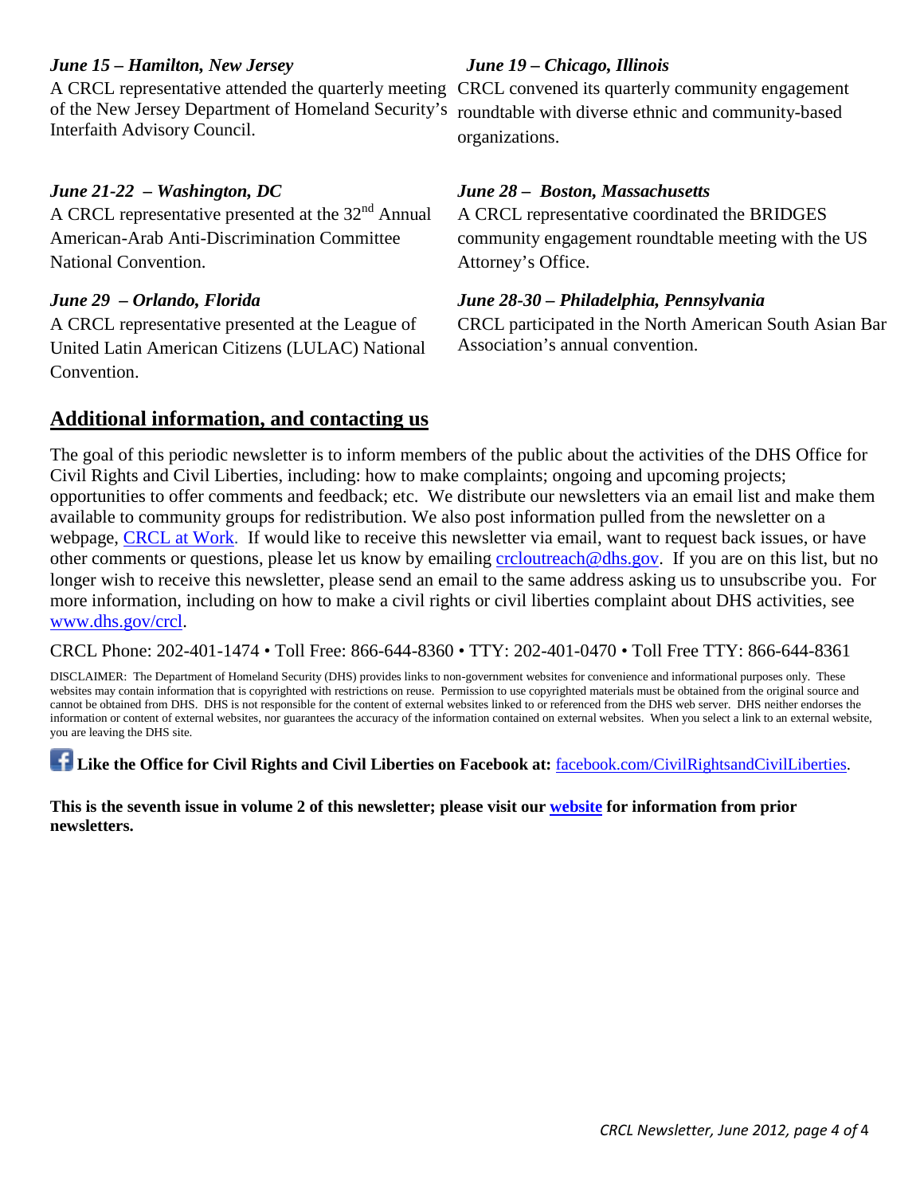***June 15 – Hamilton, New Jersey***

A CRCL representative attended the quarterly meeting of the New Jersey Department of Homeland Security's Interfaith Advisory Council.

***June 19 – Chicago, Illinois***

CRCL convened its quarterly community engagement roundtable with diverse ethnic and community-based organizations.

***June 21-22 – Washington, DC***

A CRCL representative presented at the 32nd Annual American-Arab Anti-Discrimination Committee National Convention.

***June 28 – Boston, Massachusetts***

A CRCL representative coordinated the BRIDGES community engagement roundtable meeting with the US Attorney's Office.

***June 29 – Orlando, Florida***

A CRCL representative presented at the League of United Latin American Citizens (LULAC) National Convention.

***June 28-30 – Philadelphia, Pennsylvania***

CRCL participated in the North American South Asian Bar Association's annual convention.

## Additional information, and contacting us

The goal of this periodic newsletter is to inform members of the public about the activities of the DHS Office for Civil Rights and Civil Liberties, including: how to make complaints; ongoing and upcoming projects; opportunities to offer comments and feedback; etc. We distribute our newsletters via an email list and make them available to community groups for redistribution. We also post information pulled from the newsletter on a webpage, CRCL at Work. If would like to receive this newsletter via email, want to request back issues, or have other comments or questions, please let us know by emailing crcloutreach@dhs.gov. If you are on this list, but no longer wish to receive this newsletter, please send an email to the same address asking us to unsubscribe you. For more information, including on how to make a civil rights or civil liberties complaint about DHS activities, see www.dhs.gov/crcl.

CRCL Phone: 202-401-1474 • Toll Free: 866-644-8360 • TTY: 202-401-0470 • Toll Free TTY: 866-644-8361

DISCLAIMER: The Department of Homeland Security (DHS) provides links to non-government websites for convenience and informational purposes only. These websites may contain information that is copyrighted with restrictions on reuse. Permission to use copyrighted materials must be obtained from the original source and cannot be obtained from DHS. DHS is not responsible for the content of external websites linked to or referenced from the DHS web server. DHS neither endorses the information or content of external websites, nor guarantees the accuracy of the information contained on external websites. When you select a link to an external website, you are leaving the DHS site.

**Like the Office for Civil Rights and Civil Liberties on Facebook at:** facebook.com/CivilRightsandCivilLiberties.

**This is the seventh issue in volume 2 of this newsletter; please visit our website for information from prior newsletters.**